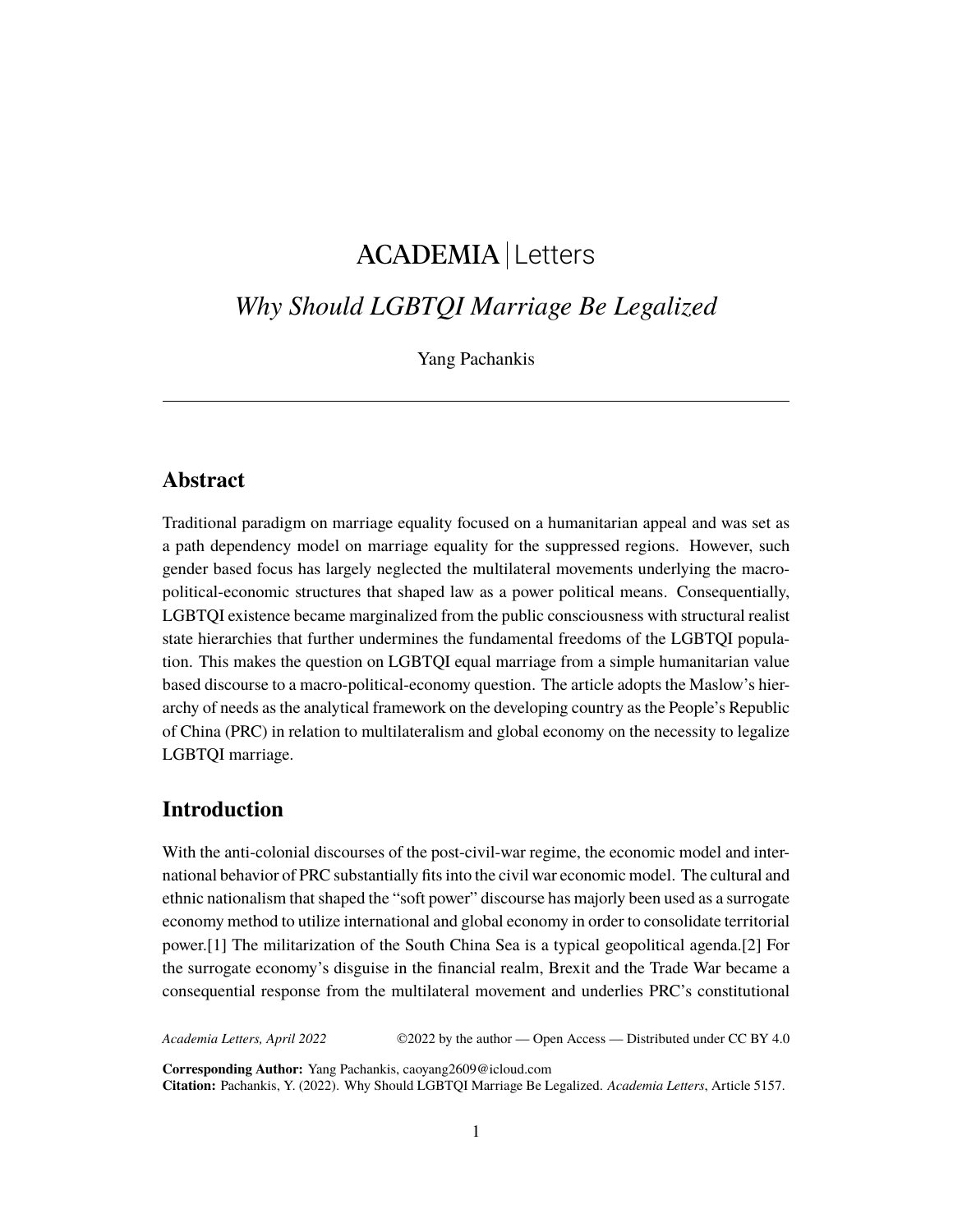# ACADEMIA | Letters

## *Why Should LGBTQI Marriage Be Legalized*

Yang Pachankis

---

## Abstract

Traditional paradigm on marriage equality focused on a humanitarian appeal and was set as a path dependency model on marriage equality for the suppressed regions. However, such gender based focus has largely neglected the multilateral movements underlying the macro-political-economic structures that shaped law as a power political means. Consequentially, LGBTQI existence became marginalized from the public consciousness with structural realist state hierarchies that further undermines the fundamental freedoms of the LGBTQI population. This makes the question on LGBTQI equal marriage from a simple humanitarian value based discourse to a macro-political-economy question. The article adopts the Maslow's hierarchy of needs as the analytical framework on the developing country as the People's Republic of China (PRC) in relation to multilateralism and global economy on the necessity to legalize LGBTQI marriage.

## Introduction

With the anti-colonial discourses of the post-civil-war regime, the economic model and international behavior of PRC substantially fits into the civil war economic model. The cultural and ethnic nationalism that shaped the "soft power" discourse has majorly been used as a surrogate economy method to utilize international and global economy in order to consolidate territorial power.[1] The militarization of the South China Sea is a typical geopolitical agenda.[2] For the surrogate economy's disguise in the financial realm, Brexit and the Trade War became a consequential response from the multilateral movement and underlies PRC's constitutional

*Academia Letters, April 2022* ©2022 by the author — Open Access — Distributed under CC BY 4.0

**Corresponding Author:** Yang Pachankis, caoyang2609@icloud.com
**Citation:** Pachankis, Y. (2022). Why Should LGBTQI Marriage Be Legalized. *Academia Letters*, Article 5157.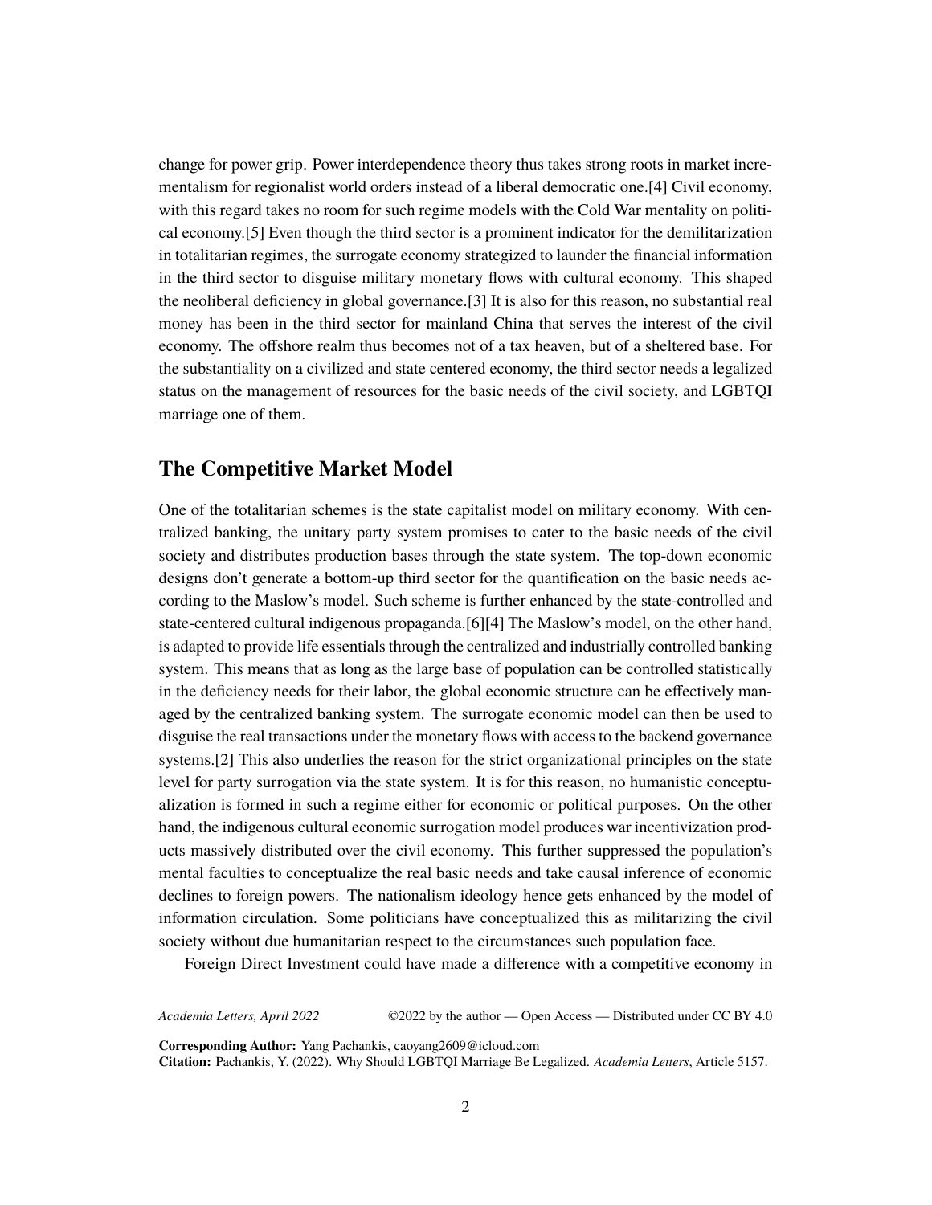change for power grip. Power interdependence theory thus takes strong roots in market incrementalism for regionalist world orders instead of a liberal democratic one.[4] Civil economy, with this regard takes no room for such regime models with the Cold War mentality on political economy.[5] Even though the third sector is a prominent indicator for the demilitarization in totalitarian regimes, the surrogate economy strategized to launder the financial information in the third sector to disguise military monetary flows with cultural economy. This shaped the neoliberal deficiency in global governance.[3] It is also for this reason, no substantial real money has been in the third sector for mainland China that serves the interest of the civil economy. The offshore realm thus becomes not of a tax heaven, but of a sheltered base. For the substantiality on a civilized and state centered economy, the third sector needs a legalized status on the management of resources for the basic needs of the civil society, and LGBTQI marriage one of them.

## The Competitive Market Model

One of the totalitarian schemes is the state capitalist model on military economy. With centralized banking, the unitary party system promises to cater to the basic needs of the civil society and distributes production bases through the state system. The top-down economic designs don't generate a bottom-up third sector for the quantification on the basic needs according to the Maslow's model. Such scheme is further enhanced by the state-controlled and state-centered cultural indigenous propaganda.[6][4] The Maslow's model, on the other hand, is adapted to provide life essentials through the centralized and industrially controlled banking system. This means that as long as the large base of population can be controlled statistically in the deficiency needs for their labor, the global economic structure can be effectively managed by the centralized banking system. The surrogate economic model can then be used to disguise the real transactions under the monetary flows with access to the backend governance systems.[2] This also underlies the reason for the strict organizational principles on the state level for party surrogation via the state system. It is for this reason, no humanistic conceptualization is formed in such a regime either for economic or political purposes. On the other hand, the indigenous cultural economic surrogation model produces war incentivization products massively distributed over the civil economy. This further suppressed the population's mental faculties to conceptualize the real basic needs and take causal inference of economic declines to foreign powers. The nationalism ideology hence gets enhanced by the model of information circulation. Some politicians have conceptualized this as militarizing the civil society without due humanitarian respect to the circumstances such population face.

Foreign Direct Investment could have made a difference with a competitive economy in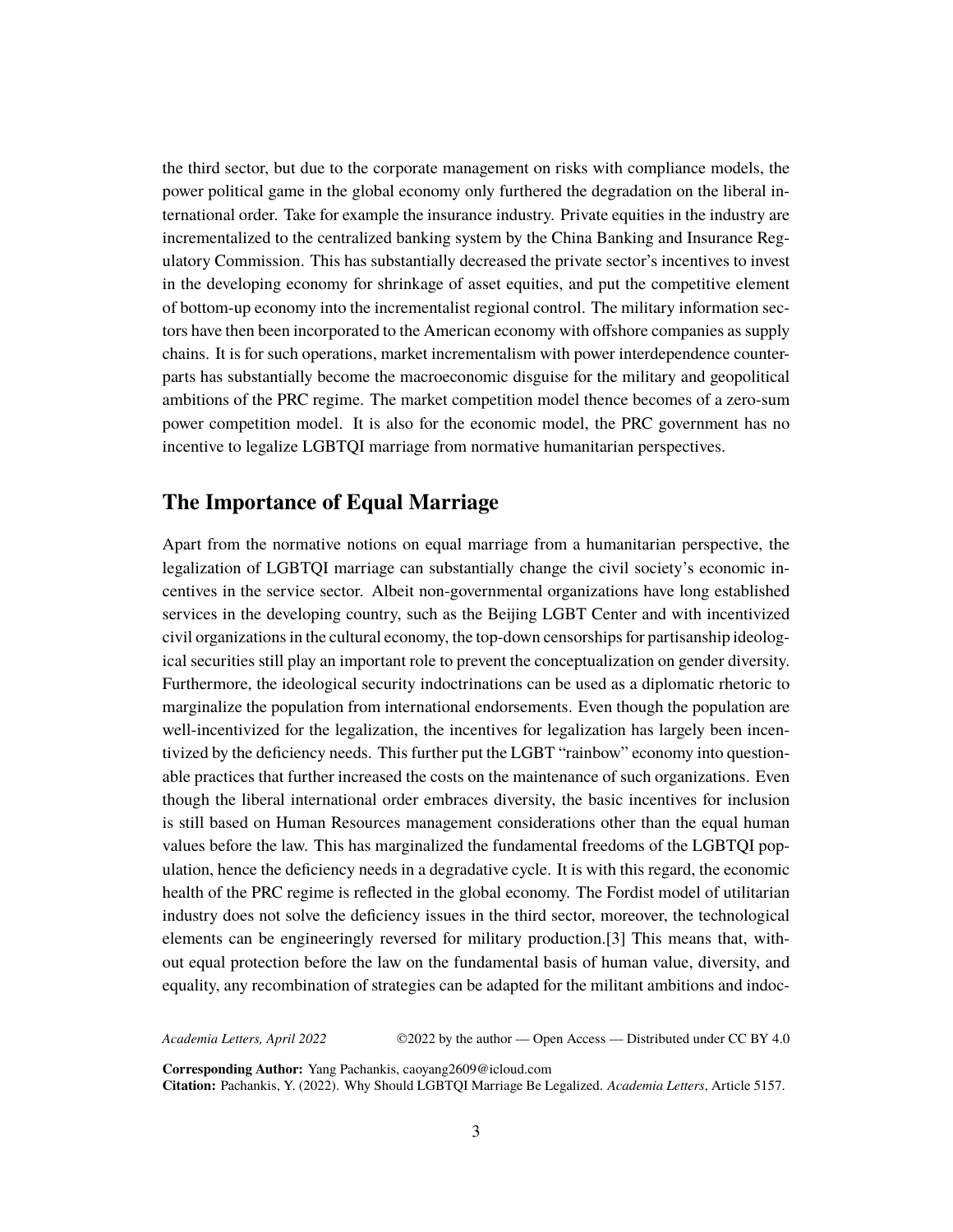the third sector, but due to the corporate management on risks with compliance models, the power political game in the global economy only furthered the degradation on the liberal international order. Take for example the insurance industry. Private equities in the industry are incrementalized to the centralized banking system by the China Banking and Insurance Regulatory Commission. This has substantially decreased the private sector's incentives to invest in the developing economy for shrinkage of asset equities, and put the competitive element of bottom-up economy into the incrementalist regional control. The military information sectors have then been incorporated to the American economy with offshore companies as supply chains. It is for such operations, market incrementalism with power interdependence counterparts has substantially become the macroeconomic disguise for the military and geopolitical ambitions of the PRC regime. The market competition model thence becomes of a zero-sum power competition model. It is also for the economic model, the PRC government has no incentive to legalize LGBTQI marriage from normative humanitarian perspectives.

## The Importance of Equal Marriage

Apart from the normative notions on equal marriage from a humanitarian perspective, the legalization of LGBTQI marriage can substantially change the civil society's economic incentives in the service sector. Albeit non-governmental organizations have long established services in the developing country, such as the Beijing LGBT Center and with incentivized civil organizations in the cultural economy, the top-down censorships for partisanship ideological securities still play an important role to prevent the conceptualization on gender diversity. Furthermore, the ideological security indoctrinations can be used as a diplomatic rhetoric to marginalize the population from international endorsements. Even though the population are well-incentivized for the legalization, the incentives for legalization has largely been incentivized by the deficiency needs. This further put the LGBT "rainbow" economy into questionable practices that further increased the costs on the maintenance of such organizations. Even though the liberal international order embraces diversity, the basic incentives for inclusion is still based on Human Resources management considerations other than the equal human values before the law. This has marginalized the fundamental freedoms of the LGBTQI population, hence the deficiency needs in a degradative cycle. It is with this regard, the economic health of the PRC regime is reflected in the global economy. The Fordist model of utilitarian industry does not solve the deficiency issues in the third sector, moreover, the technological elements can be engineeringly reversed for military production.[3] This means that, without equal protection before the law on the fundamental basis of human value, diversity, and equality, any recombination of strategies can be adapted for the militant ambitions and indoc-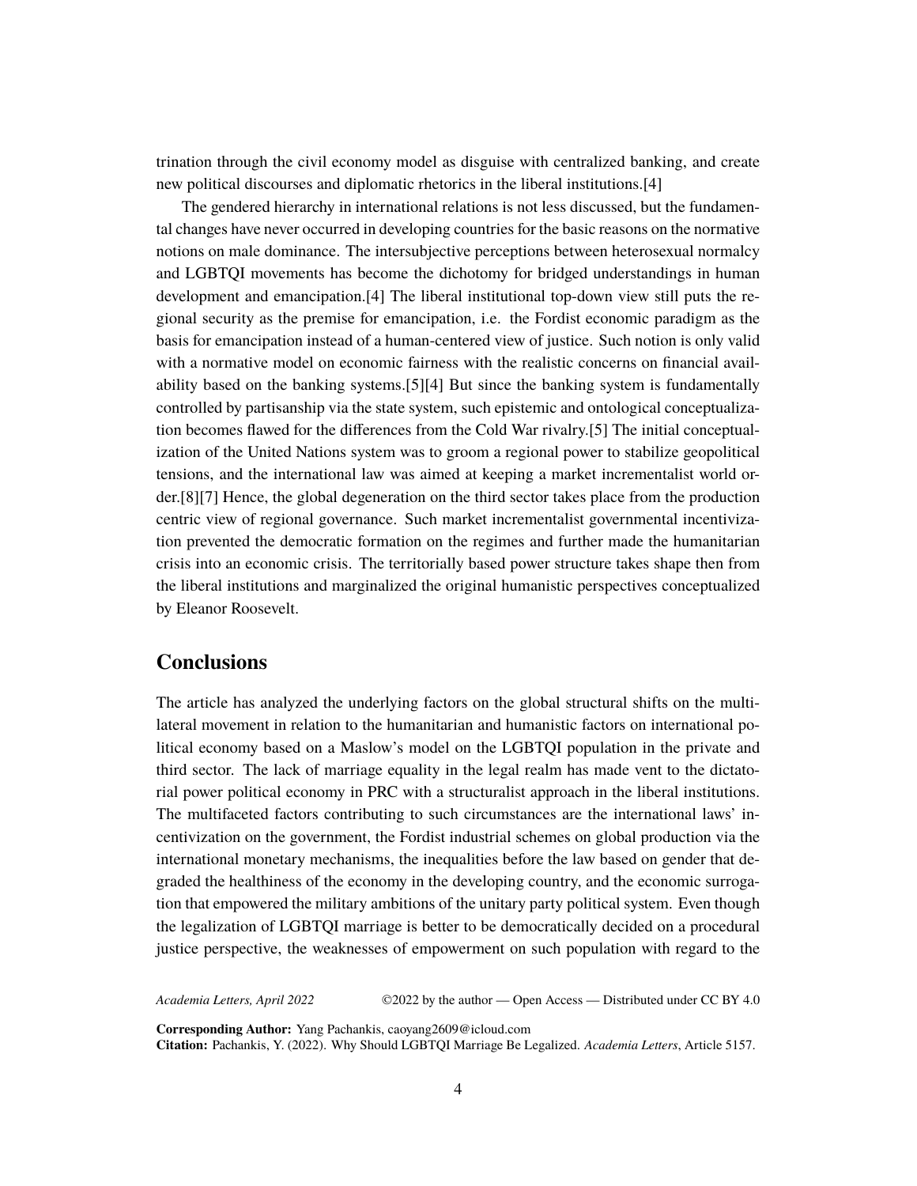trination through the civil economy model as disguise with centralized banking, and create new political discourses and diplomatic rhetorics in the liberal institutions.[4]

The gendered hierarchy in international relations is not less discussed, but the fundamental changes have never occurred in developing countries for the basic reasons on the normative notions on male dominance. The intersubjective perceptions between heterosexual normalcy and LGBTQI movements has become the dichotomy for bridged understandings in human development and emancipation.[4] The liberal institutional top-down view still puts the regional security as the premise for emancipation, i.e. the Fordist economic paradigm as the basis for emancipation instead of a human-centered view of justice. Such notion is only valid with a normative model on economic fairness with the realistic concerns on financial availability based on the banking systems.[5][4] But since the banking system is fundamentally controlled by partisanship via the state system, such epistemic and ontological conceptualization becomes flawed for the differences from the Cold War rivalry.[5] The initial conceptualization of the United Nations system was to groom a regional power to stabilize geopolitical tensions, and the international law was aimed at keeping a market incrementalist world order.[8][7] Hence, the global degeneration on the third sector takes place from the production centric view of regional governance. Such market incrementalist governmental incentivization prevented the democratic formation on the regimes and further made the humanitarian crisis into an economic crisis. The territorially based power structure takes shape then from the liberal institutions and marginalized the original humanistic perspectives conceptualized by Eleanor Roosevelt.

## Conclusions

The article has analyzed the underlying factors on the global structural shifts on the multilateral movement in relation to the humanitarian and humanistic factors on international political economy based on a Maslow's model on the LGBTQI population in the private and third sector. The lack of marriage equality in the legal realm has made vent to the dictatorial power political economy in PRC with a structuralist approach in the liberal institutions. The multifaceted factors contributing to such circumstances are the international laws' incentivization on the government, the Fordist industrial schemes on global production via the international monetary mechanisms, the inequalities before the law based on gender that degraded the healthiness of the economy in the developing country, and the economic surrogation that empowered the military ambitions of the unitary party political system. Even though the legalization of LGBTQI marriage is better to be democratically decided on a procedural justice perspective, the weaknesses of empowerment on such population with regard to the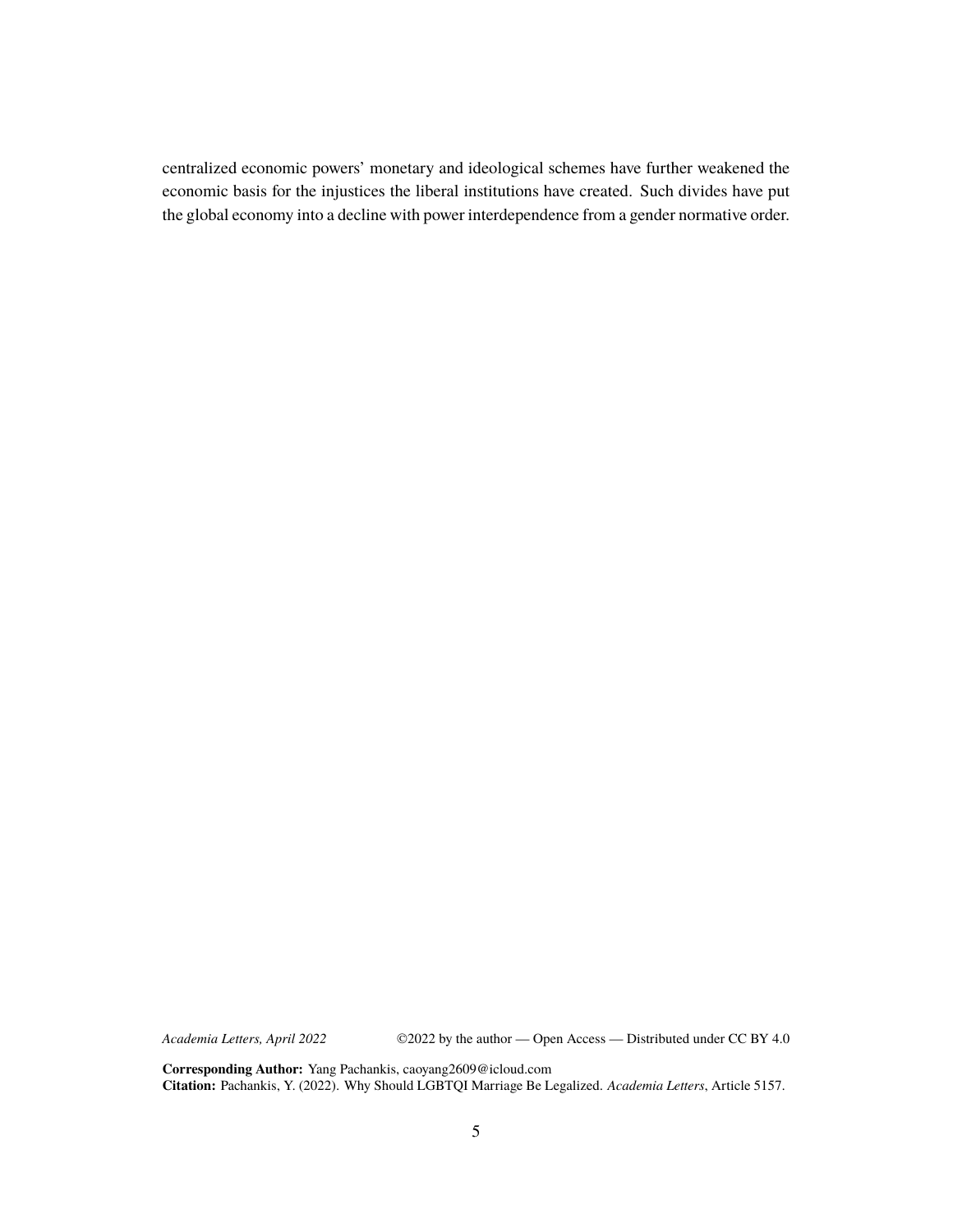centralized economic powers' monetary and ideological schemes have further weakened the economic basis for the injustices the liberal institutions have created. Such divides have put the global economy into a decline with power interdependence from a gender normative order.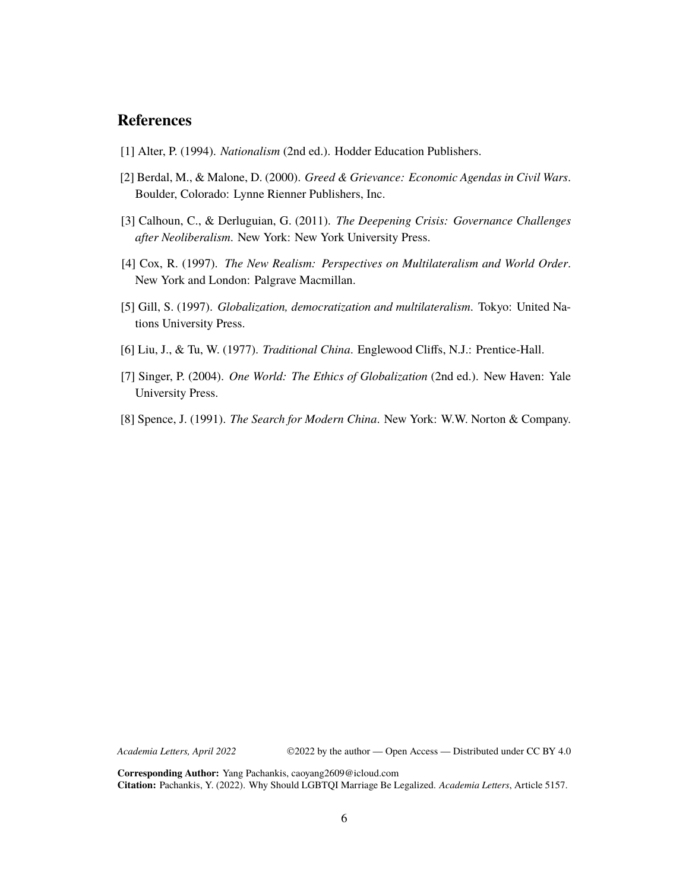## References

[1] Alter, P. (1994). *Nationalism* (2nd ed.). Hodder Education Publishers.

[2] Berdal, M., & Malone, D. (2000). *Greed & Grievance: Economic Agendas in Civil Wars*. Boulder, Colorado: Lynne Rienner Publishers, Inc.

[3] Calhoun, C., & Derluguian, G. (2011). *The Deepening Crisis: Governance Challenges after Neoliberalism*. New York: New York University Press.

[4] Cox, R. (1997). *The New Realism: Perspectives on Multilateralism and World Order*. New York and London: Palgrave Macmillan.

[5] Gill, S. (1997). *Globalization, democratization and multilateralism*. Tokyo: United Nations University Press.

[6] Liu, J., & Tu, W. (1977). *Traditional China*. Englewood Cliffs, N.J.: Prentice-Hall.

[7] Singer, P. (2004). *One World: The Ethics of Globalization* (2nd ed.). New Haven: Yale University Press.

[8] Spence, J. (1991). *The Search for Modern China*. New York: W.W. Norton & Company.

**Corresponding Author:** Yang Pachankis, caoyang2609@icloud.com
**Citation:** Pachankis, Y. (2022). Why Should LGBTQI Marriage Be Legalized. *Academia Letters*, Article 5157.